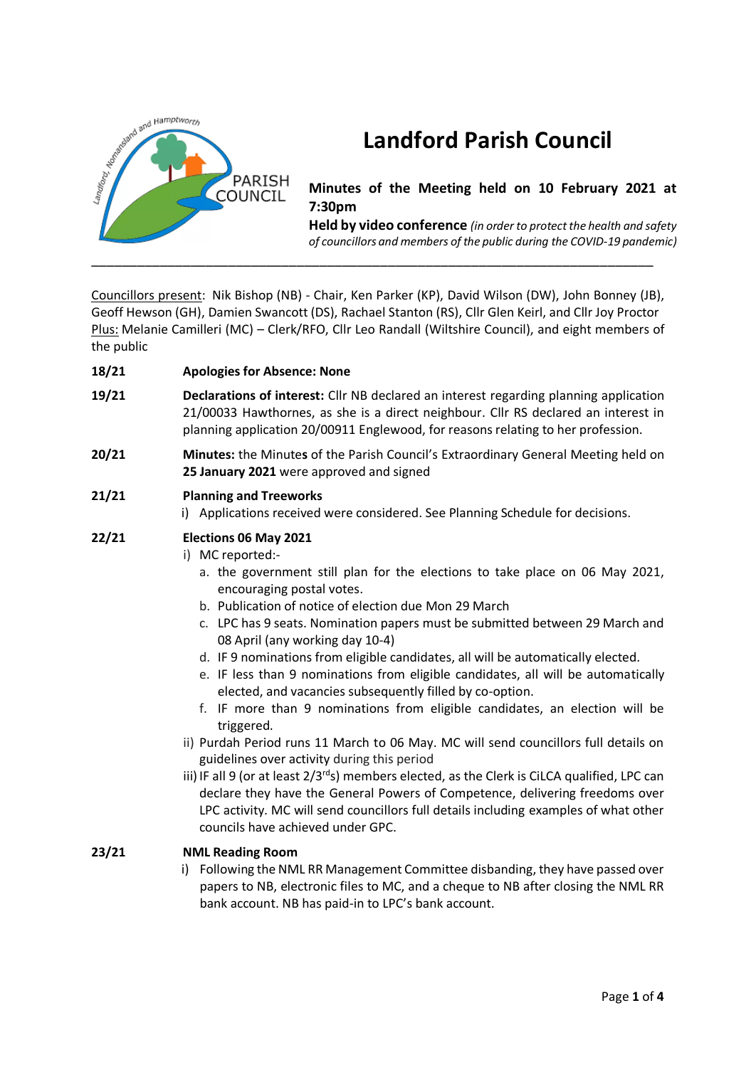# Landford Parish Council

**Minutes of the Meeting held on 10 February 2021 at 7:30pm**

**Held by video conference** *(in order to protect the health and safety of councillors and members of the public during the COVID-19 pandemic)*

---

Councillors present: Nik Bishop (NB) - Chair, Ken Parker (KP), David Wilson (DW), John Bonney (JB), Geoff Hewson (GH), Damien Swancott (DS), Rachael Stanton (RS), Cllr Glen Keirl, and Cllr Joy Proctor
Plus: Melanie Camilleri (MC) – Clerk/RFO, Cllr Leo Randall (Wiltshire Council), and eight members of the public

**18/21** **Apologies for Absence: None**

**19/21** **Declarations of interest:** Cllr NB declared an interest regarding planning application 21/00033 Hawthornes, as she is a direct neighbour. Cllr RS declared an interest in planning application 20/00911 Englewood, for reasons relating to her profession.

**20/21** **Minutes:** the Minutes of the Parish Council's Extraordinary General Meeting held on **25 January 2021** were approved and signed

**21/21** **Planning and Treeworks**

i) Applications received were considered. See Planning Schedule for decisions.

**22/21** **Elections 06 May 2021**

i) MC reported:-
   a. the government still plan for the elections to take place on 06 May 2021, encouraging postal votes.
   b. Publication of notice of election due Mon 29 March
   c. LPC has 9 seats. Nomination papers must be submitted between 29 March and 08 April (any working day 10-4)
   d. IF 9 nominations from eligible candidates, all will be automatically elected.
   e. IF less than 9 nominations from eligible candidates, all will be automatically elected, and vacancies subsequently filled by co-option.
   f. IF more than 9 nominations from eligible candidates, an election will be triggered.

ii) Purdah Period runs 11 March to 06 May. MC will send councillors full details on guidelines over activity during this period

iii) IF all 9 (or at least 2/3rds) members elected, as the Clerk is CiLCA qualified, LPC can declare they have the General Powers of Competence, delivering freedoms over LPC activity. MC will send councillors full details including examples of what other councils have achieved under GPC.

**23/21** **NML Reading Room**

i) Following the NML RR Management Committee disbanding, they have passed over papers to NB, electronic files to MC, and a cheque to NB after closing the NML RR bank account. NB has paid-in to LPC's bank account.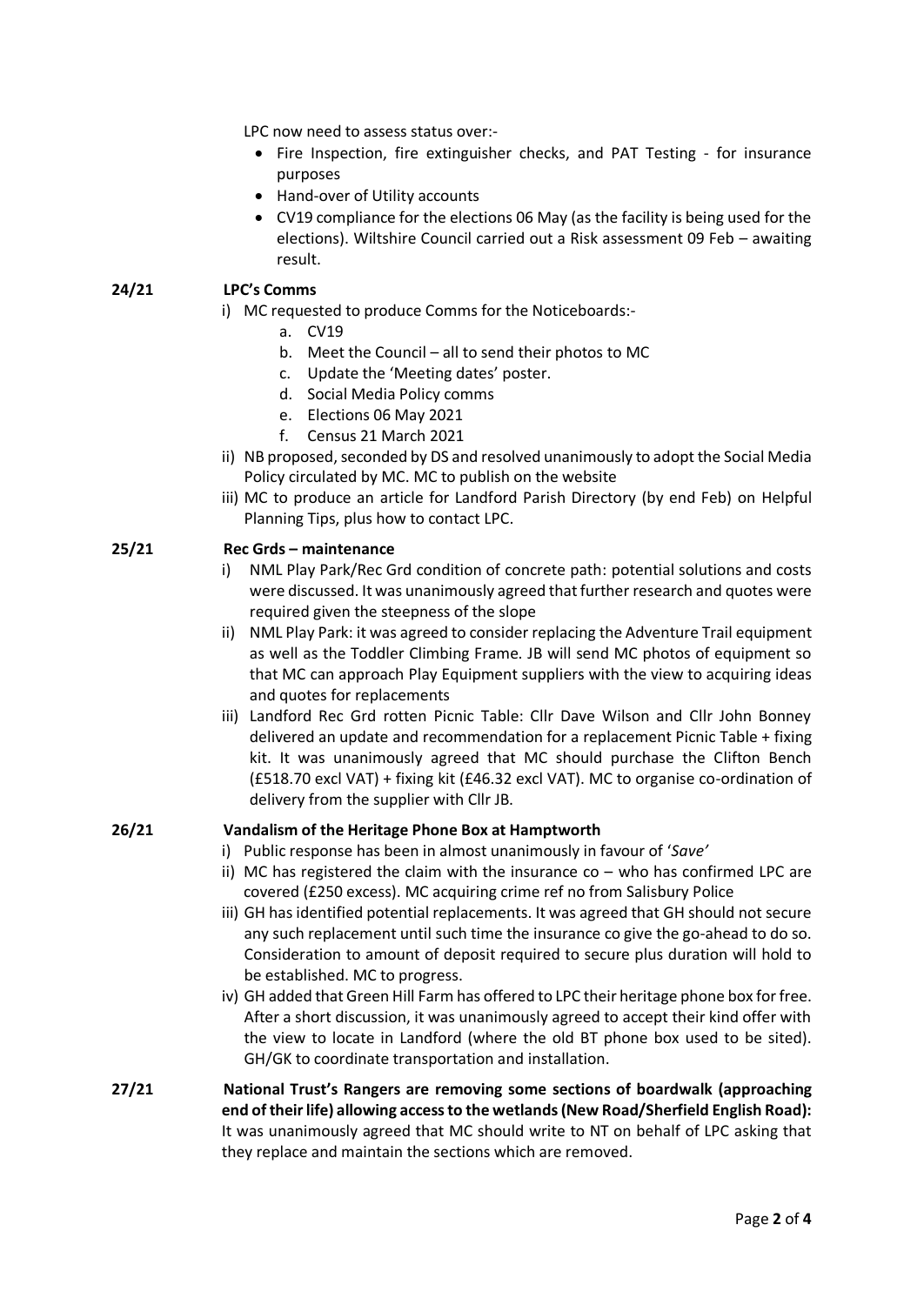LPC now need to assess status over:-

- Fire Inspection, fire extinguisher checks, and PAT Testing - for insurance purposes
- Hand-over of Utility accounts
- CV19 compliance for the elections 06 May (as the facility is being used for the elections). Wiltshire Council carried out a Risk assessment 09 Feb – awaiting result.

**24/21 LPC's Comms**

i) MC requested to produce Comms for the Noticeboards:-
   a. CV19
   b. Meet the Council – all to send their photos to MC
   c. Update the 'Meeting dates' poster.
   d. Social Media Policy comms
   e. Elections 06 May 2021
   f. Census 21 March 2021

ii) NB proposed, seconded by DS and resolved unanimously to adopt the Social Media Policy circulated by MC. MC to publish on the website

iii) MC to produce an article for Landford Parish Directory (by end Feb) on Helpful Planning Tips, plus how to contact LPC.

**25/21 Rec Grds – maintenance**

i) NML Play Park/Rec Grd condition of concrete path: potential solutions and costs were discussed. It was unanimously agreed that further research and quotes were required given the steepness of the slope

ii) NML Play Park: it was agreed to consider replacing the Adventure Trail equipment as well as the Toddler Climbing Frame. JB will send MC photos of equipment so that MC can approach Play Equipment suppliers with the view to acquiring ideas and quotes for replacements

iii) Landford Rec Grd rotten Picnic Table: Cllr Dave Wilson and Cllr John Bonney delivered an update and recommendation for a replacement Picnic Table + fixing kit. It was unanimously agreed that MC should purchase the Clifton Bench (£518.70 excl VAT) + fixing kit (£46.32 excl VAT). MC to organise co-ordination of delivery from the supplier with Cllr JB.

**26/21 Vandalism of the Heritage Phone Box at Hamptworth**

i) Public response has been in almost unanimously in favour of '*Save'*

ii) MC has registered the claim with the insurance co – who has confirmed LPC are covered (£250 excess). MC acquiring crime ref no from Salisbury Police

iii) GH has identified potential replacements. It was agreed that GH should not secure any such replacement until such time the insurance co give the go-ahead to do so. Consideration to amount of deposit required to secure plus duration will hold to be established. MC to progress.

iv) GH added that Green Hill Farm has offered to LPC their heritage phone box for free. After a short discussion, it was unanimously agreed to accept their kind offer with the view to locate in Landford (where the old BT phone box used to be sited). GH/GK to coordinate transportation and installation.

**27/21 National Trust's Rangers are removing some sections of boardwalk (approaching end of their life) allowing access to the wetlands (New Road/Sherfield English Road):** It was unanimously agreed that MC should write to NT on behalf of LPC asking that they replace and maintain the sections which are removed.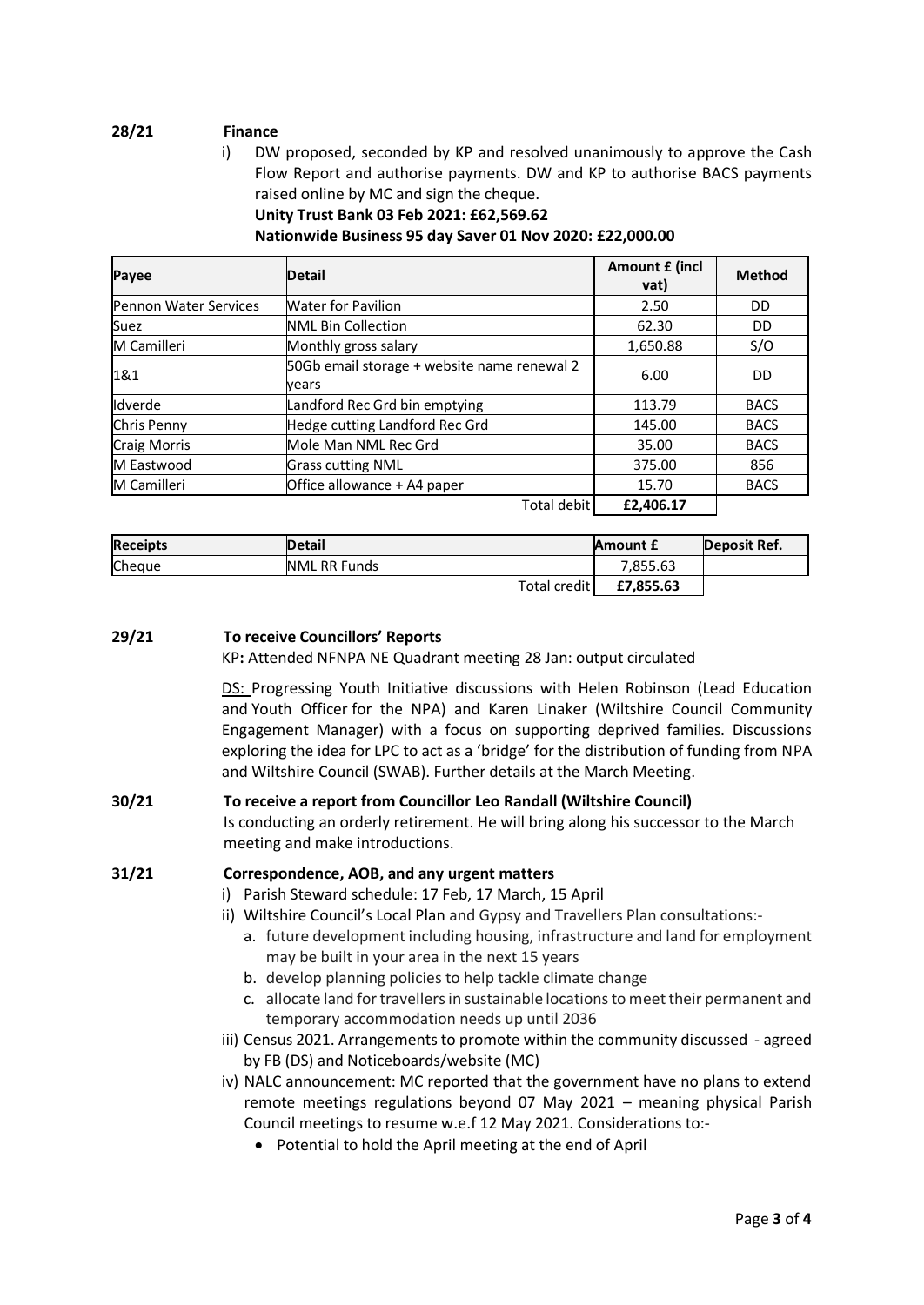**28/21 Finance**

i) DW proposed, seconded by KP and resolved unanimously to approve the Cash Flow Report and authorise payments. DW and KP to authorise BACS payments raised online by MC and sign the cheque.

**Unity Trust Bank 03 Feb 2021: £62,569.62**

**Nationwide Business 95 day Saver 01 Nov 2020: £22,000.00**

| Payee | Detail | Amount £ (incl vat) | Method |
|---|---|---|---|
| Pennon Water Services | Water for Pavilion | 2.50 | DD |
| Suez | NML Bin Collection | 62.30 | DD |
| M Camilleri | Monthly gross salary | 1,650.88 | S/O |
| 1&1 | 50Gb email storage + website name renewal 2 years | 6.00 | DD |
| Idverde | Landford Rec Grd bin emptying | 113.79 | BACS |
| Chris Penny | Hedge cutting Landford Rec Grd | 145.00 | BACS |
| Craig Morris | Mole Man NML Rec Grd | 35.00 | BACS |
| M Eastwood | Grass cutting NML | 375.00 | 856 |
| M Camilleri | Office allowance + A4 paper | 15.70 | BACS |
| | Total debit | **£2,406.17** | |

| Receipts | Detail | Amount £ | Deposit Ref. |
|---|---|---|---|
| Cheque | NML RR Funds | 7,855.63 | |
| | Total credit | **£7,855.63** | |

**29/21 To receive Councillors' Reports**

KP**:** Attended NFNPA NE Quadrant meeting 28 Jan: output circulated

DS: Progressing Youth Initiative discussions with Helen Robinson (Lead Education and Youth Officer for the NPA) and Karen Linaker (Wiltshire Council Community Engagement Manager) with a focus on supporting deprived families. Discussions exploring the idea for LPC to act as a 'bridge' for the distribution of funding from NPA and Wiltshire Council (SWAB). Further details at the March Meeting.

**30/21 To receive a report from Councillor Leo Randall (Wiltshire Council)**

Is conducting an orderly retirement. He will bring along his successor to the March meeting and make introductions.

**31/21 Correspondence, AOB, and any urgent matters**

i) Parish Steward schedule: 17 Feb, 17 March, 15 April

ii) Wiltshire Council's Local Plan and Gypsy and Travellers Plan consultations:-

  a. future development including housing, infrastructure and land for employment may be built in your area in the next 15 years
  
  b. develop planning policies to help tackle climate change
  
  c. allocate land for travellers in sustainable locations to meet their permanent and temporary accommodation needs up until 2036

iii) Census 2021. Arrangements to promote within the community discussed - agreed by FB (DS) and Noticeboards/website (MC)

iv) NALC announcement: MC reported that the government have no plans to extend remote meetings regulations beyond 07 May 2021 – meaning physical Parish Council meetings to resume w.e.f 12 May 2021. Considerations to:-

- Potential to hold the April meeting at the end of April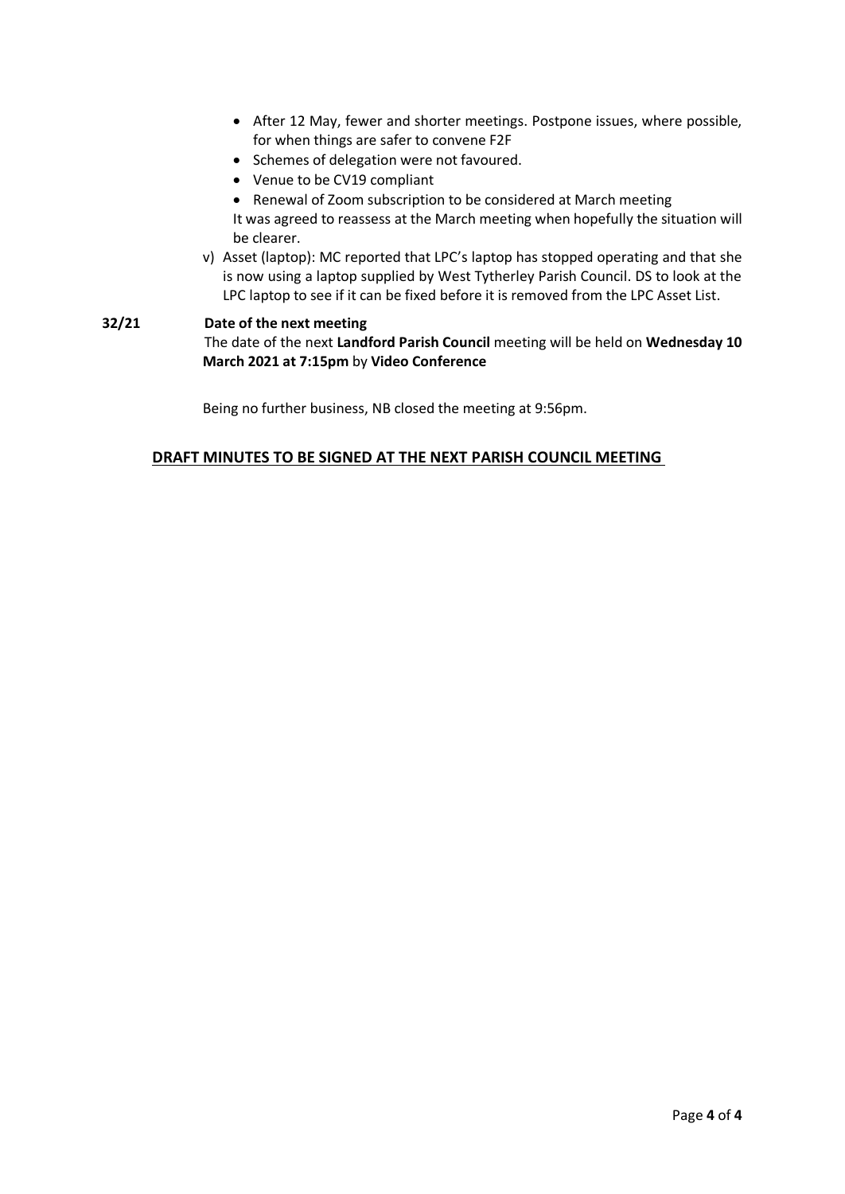- After 12 May, fewer and shorter meetings. Postpone issues, where possible, for when things are safer to convene F2F
- Schemes of delegation were not favoured.
- Venue to be CV19 compliant
- Renewal of Zoom subscription to be considered at March meeting

It was agreed to reassess at the March meeting when hopefully the situation will be clearer.

v) Asset (laptop): MC reported that LPC's laptop has stopped operating and that she is now using a laptop supplied by West Tytherley Parish Council. DS to look at the LPC laptop to see if it can be fixed before it is removed from the LPC Asset List.

**32/21 Date of the next meeting**

The date of the next **Landford Parish Council** meeting will be held on **Wednesday 10 March 2021 at 7:15pm** by **Video Conference**

Being no further business, NB closed the meeting at 9:56pm.

**DRAFT MINUTES TO BE SIGNED AT THE NEXT PARISH COUNCIL MEETING**